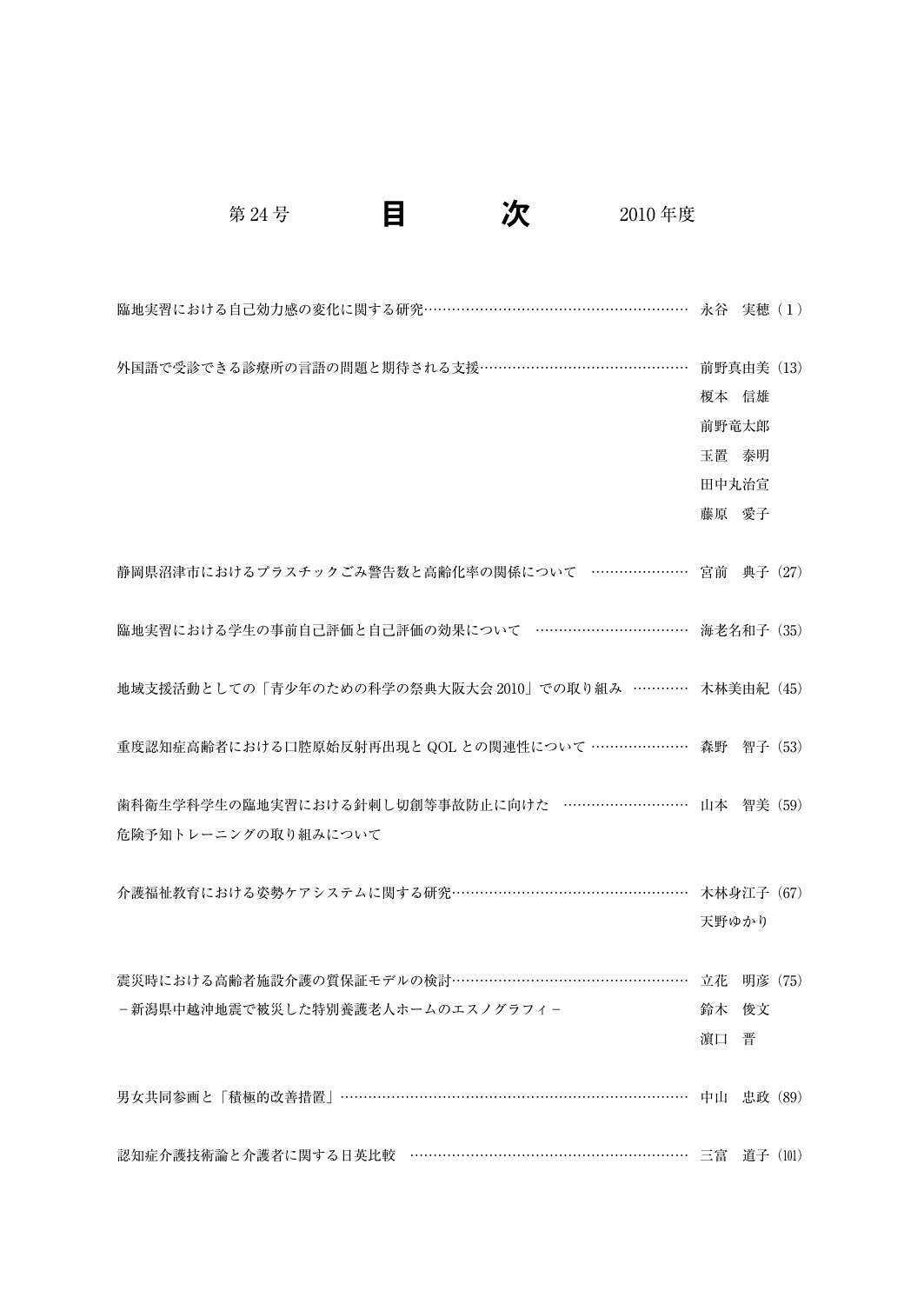第24号 **目　　次** 2010年度

臨地実習における自己効力感の変化に関する研究……………………………………………… 永谷　実穂（1）

外国語で受診できる診療所の言語の問題と期待される支援……………………………………… 前野真由美（13）
榎本　信雄
前野竜太郎
玉置　泰明
田中丸治宣
藤原　愛子

静岡県沼津市におけるプラスチックごみ警告数と高齢化率の関係について …………………… 宮前　典子（27）

臨地実習における学生の事前自己評価と自己評価の効果について …………………………… 海老名和子（35）

地域支援活動としての「青少年のための科学の祭典大阪大会2010」での取り組み ………… 木林美由紀（45）

重度認知症高齢者における口腔原始反射再出現とQOLとの関連性について ………………… 森野　智子（53）

歯科衛生学科学生の臨地実習における針刺し切創等事故防止に向けた ……………………… 山本　智美（59）
危険予知トレーニングの取り組みについて

介護福祉教育における姿勢ケアシステムに関する研究…………………………………………… 木林身江子（67）
天野ゆかり

震災時における高齢者施設介護の質保証モデルの検討…………………………………………… 立花　明彦（75）
－新潟県中越沖地震で被災した特別養護老人ホームのエスノグラフィ－
鈴木　俊文
濵口　晋

男女共同参画と「積極的改善措置」…………………………………………………………………… 中山　忠政（89）

認知症介護技術論と介護者に関する日英比較 …………………………………………………… 三富　道子（101）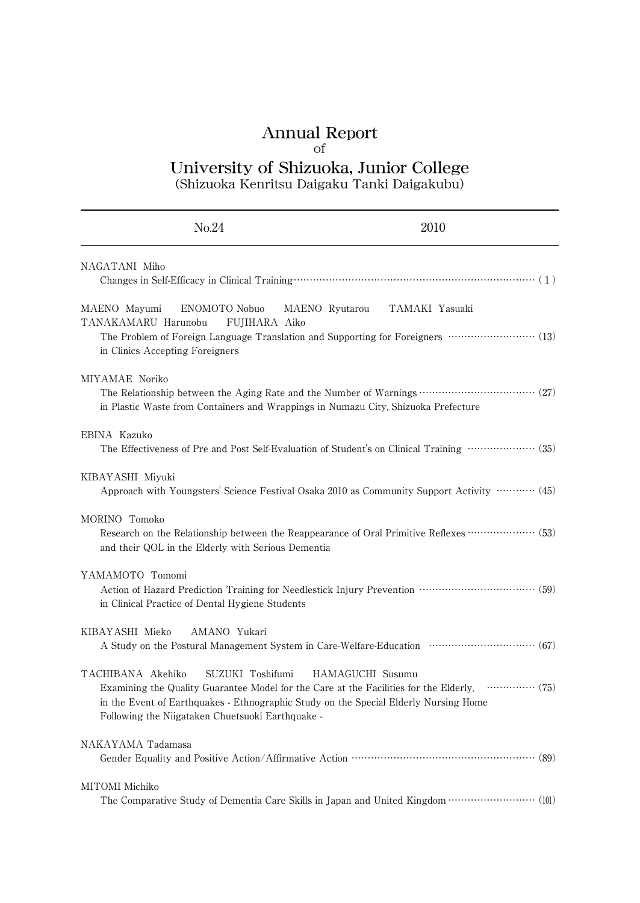# Annual Report

of

# University of Shizuoka, Junior College

(Shizuoka Kenritsu Daigaku Tanki Daigakubu)

---

No.24 2010

---

NAGATANI Miho

Changes in Self-Efficacy in Clinical Training ……… (1)

MAENO Mayumi ENOMOTO Nobuo MAENO Ryutarou TAMAKI Yasuaki TANAKAMARU Harunobu FUJIHARA Aiko

The Problem of Foreign Language Translation and Supporting for Foreigners in Clinics Accepting Foreigners ……… (13)

MIYAMAE Noriko

The Relationship between the Aging Rate and the Number of Warnings in Plastic Waste from Containers and Wrappings in Numazu City, Shizuoka Prefecture ……… (27)

EBINA Kazuko

The Effectiveness of Pre and Post Self-Evaluation of Student's on Clinical Training ……… (35)

KIBAYASHI Miyuki

Approach with Youngsters' Science Festival Osaka 2010 as Community Support Activity ……… (45)

MORINO Tomoko

Research on the Relationship between the Reappearance of Oral Primitive Reflexes and their QOL in the Elderly with Serious Dementia ……… (53)

YAMAMOTO Tomomi

Action of Hazard Prediction Training for Needlestick Injury Prevention in Clinical Practice of Dental Hygiene Students ……… (59)

KIBAYASHI Mieko AMANO Yukari

A Study on the Postural Management System in Care-Welfare-Education ……… (67)

TACHIBANA Akehiko SUZUKI Toshifumi HAMAGUCHI Susumu

Examining the Quality Guarantee Model for the Care at the Facilities for the Elderly, in the Event of Earthquakes - Ethnographic Study on the Special Elderly Nursing Home Following the Niigataken Chuetsuoki Earthquake - ……… (75)

NAKAYAMA Tadamasa

Gender Equality and Positive Action/Affirmative Action ……… (89)

MITOMI Michiko

The Comparative Study of Dementia Care Skills in Japan and United Kingdom ……… (101)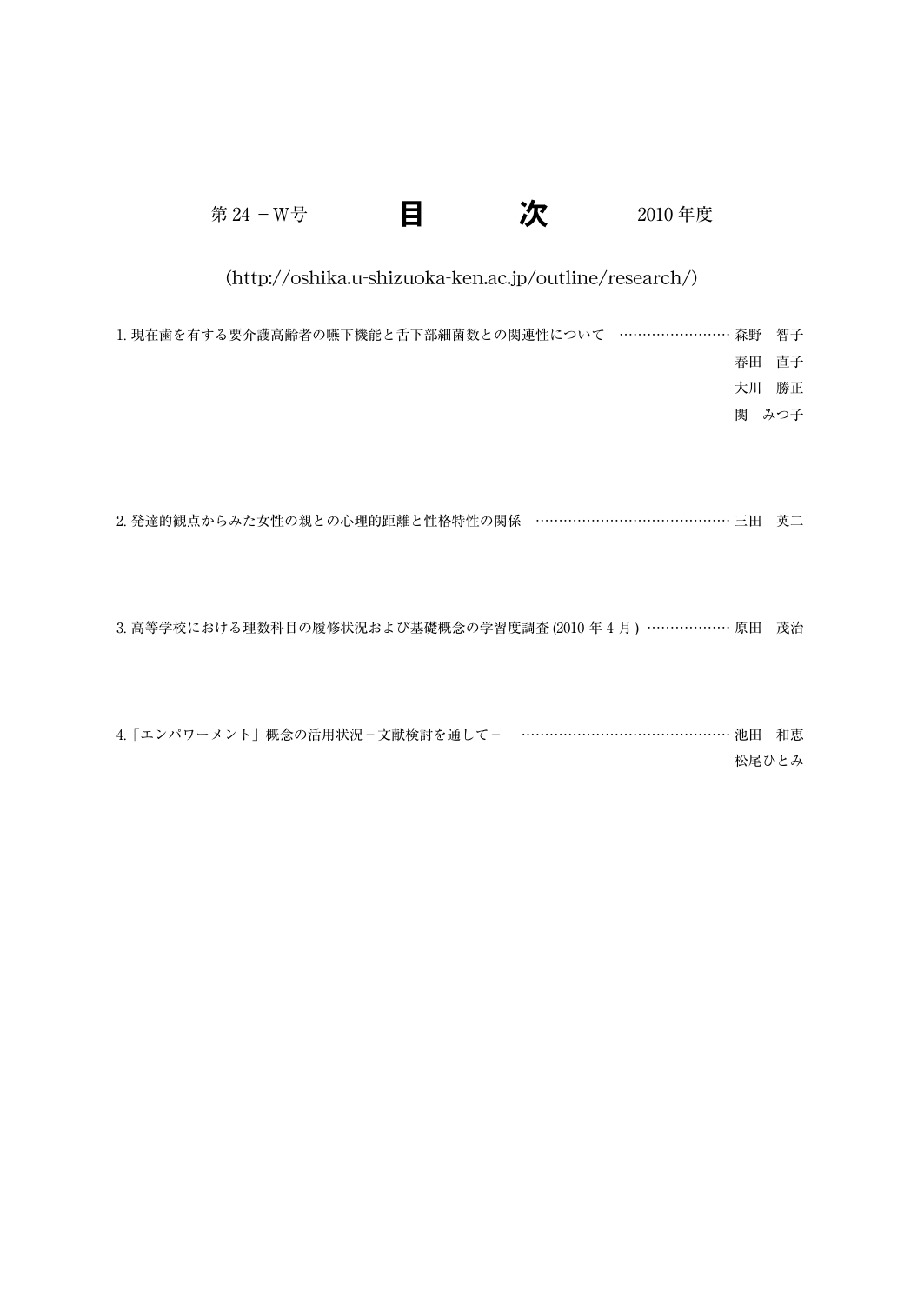第 24 －W号　　　　**目　　　次**　　　　2010 年度

(http://oshika.u-shizuoka-ken.ac.jp/outline/research/)

1. 現在歯を有する要介護高齢者の嚥下機能と舌下部細菌数との関連性について　…………………… 森野　智子
春田　直子
大川　勝正
関　みつ子

2. 発達的観点からみた女性の親との心理的距離と性格特性の関係　…………………………………… 三田　英二

3. 高等学校における理数科目の履修状況および基礎概念の学習度調査 (2010 年 4 月 ) ……………… 原田　茂治

4.「エンパワーメント」概念の活用状況－文献検討を通して－　……………………………………… 池田　和恵
松尾ひとみ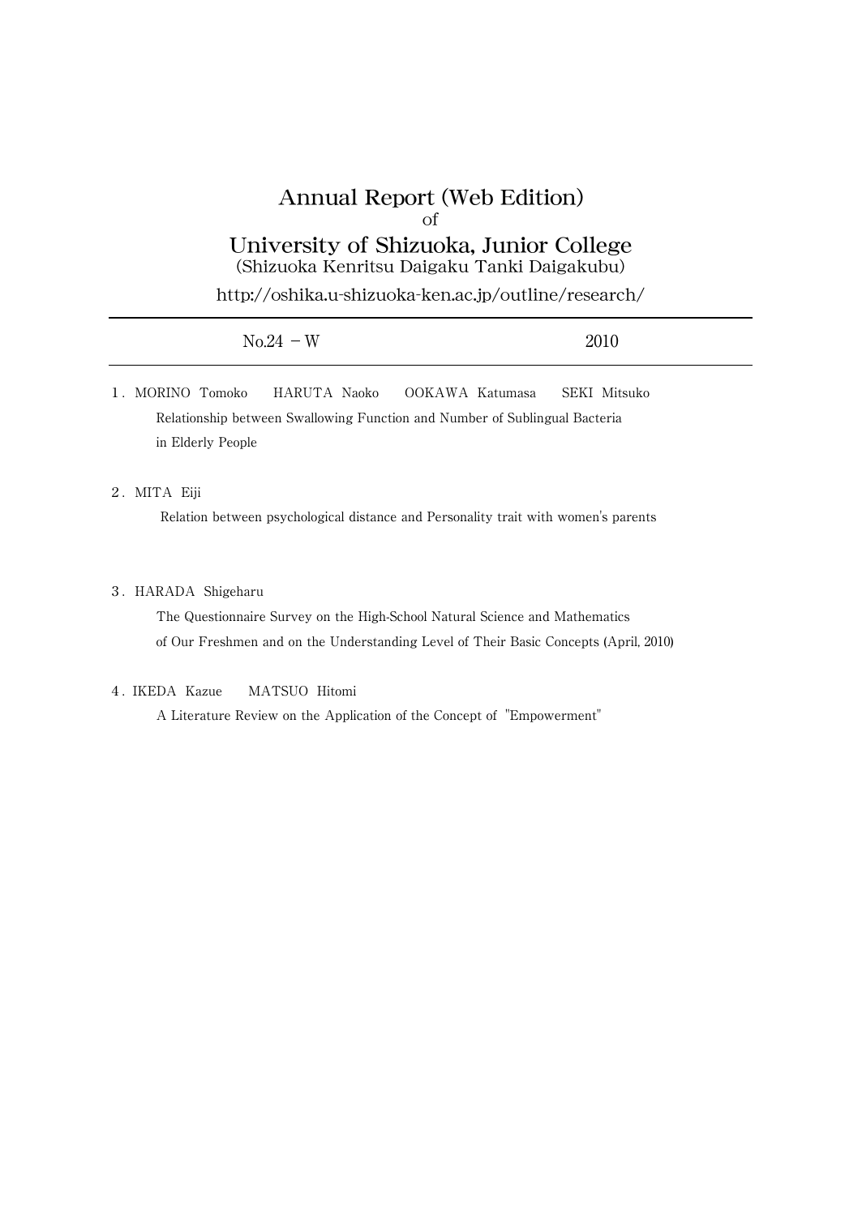# Annual Report (Web Edition)

of

# University of Shizuoka, Junior College

(Shizuoka Kenritsu Daigaku Tanki Daigakubu)

http://oshika.u-shizuoka-ken.ac.jp/outline/research/

---

No.24 － W　　　　　　　　　　　　　　　　　　　　2010

---

１. MORINO Tomoko　　HARUTA Naoko　　OOKAWA Katumasa　　SEKI Mitsuko

Relationship between Swallowing Function and Number of Sublingual Bacteria in Elderly People

２. MITA Eiji

Relation between psychological distance and Personality trait with women's parents

３. HARADA Shigeharu

The Questionnaire Survey on the High-School Natural Science and Mathematics of Our Freshmen and on the Understanding Level of Their Basic Concepts (April, 2010)

４. IKEDA Kazue　　MATSUO Hitomi

A Literature Review on the Application of the Concept of "Empowerment"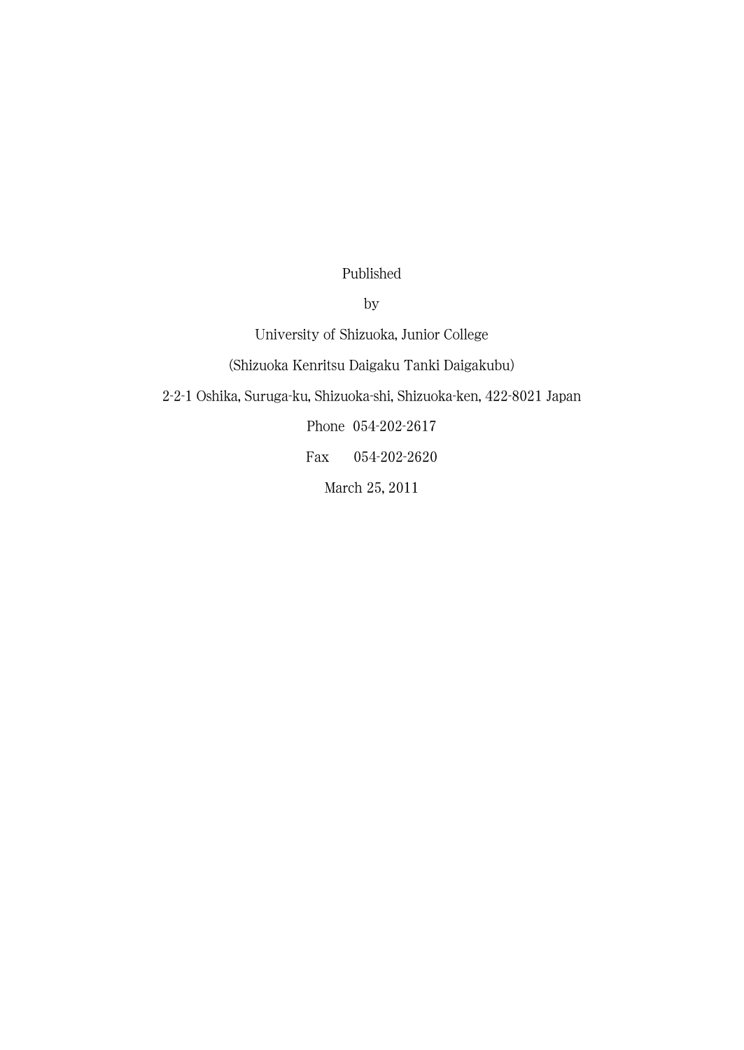Published

by

University of Shizuoka, Junior College

(Shizuoka Kenritsu Daigaku Tanki Daigakubu)

2-2-1 Oshika, Suruga-ku, Shizuoka-shi, Shizuoka-ken, 422-8021 Japan

Phone 054-202-2617

Fax 054-202-2620

March 25, 2011